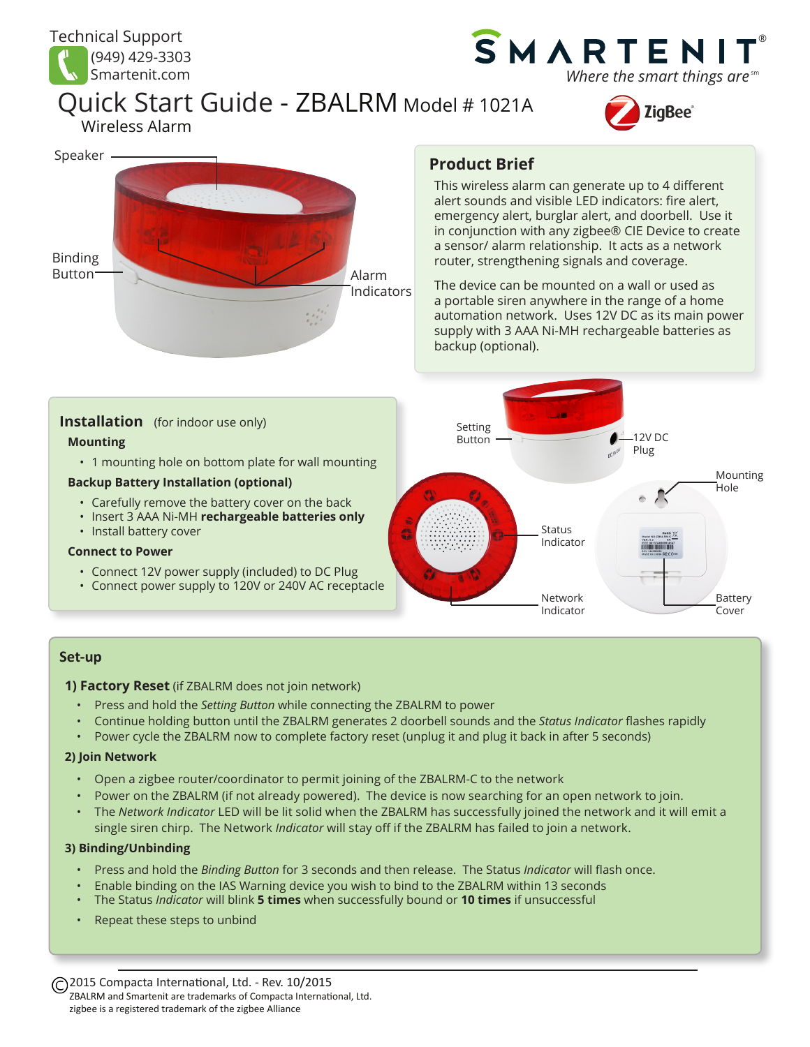Technical Support
(949) 429-3303
Smartenit.com

SMARTENIT®
*Where the smart things are*℠

# Quick Start Guide - ZBALRM Model # 1021A

Wireless Alarm

ZigBee®

Speaker

Binding Button

Alarm Indicators

## Product Brief

This wireless alarm can generate up to 4 different alert sounds and visible LED indicators: fire alert, emergency alert, burglar alert, and doorbell. Use it in conjunction with any zigbee® CIE Device to create a sensor/ alarm relationship. It acts as a network router, strengthening signals and coverage.

The device can be mounted on a wall or used as a portable siren anywhere in the range of a home automation network. Uses 12V DC as its main power supply with 3 AAA Ni-MH rechargeable batteries as backup (optional).

## Installation (for indoor use only)

### Mounting

- 1 mounting hole on bottom plate for wall mounting

### Backup Battery Installation (optional)

- Carefully remove the battery cover on the back
- Insert 3 AAA Ni-MH **rechargeable batteries only**
- Install battery cover

### Connect to Power

- Connect 12V power supply (included) to DC Plug
- Connect power supply to 120V or 240V AC receptacle

Setting Button

12V DC Plug

Mounting Hole

Status Indicator

Network Indicator

Battery Cover

## Set-up

### 1) Factory Reset (if ZBALRM does not join network)

- Press and hold the *Setting Button* while connecting the ZBALRM to power
- Continue holding button until the ZBALRM generates 2 doorbell sounds and the *Status Indicator* flashes rapidly
- Power cycle the ZBALRM now to complete factory reset (unplug it and plug it back in after 5 seconds)

### 2) Join Network

- Open a zigbee router/coordinator to permit joining of the ZBALRM-C to the network
- Power on the ZBALRM (if not already powered). The device is now searching for an open network to join.
- The *Network Indicator* LED will be lit solid when the ZBALRM has successfully joined the network and it will emit a single siren chirp. The Network *Indicator* will stay off if the ZBALRM has failed to join a network.

### 3) Binding/Unbinding

- Press and hold the *Binding Button* for 3 seconds and then release. The Status *Indicator* will flash once.
- Enable binding on the IAS Warning device you wish to bind to the ZBALRM within 13 seconds
- The Status *Indicator* will blink **5 times** when successfully bound or **10 times** if unsuccessful
- Repeat these steps to unbind

©2015 Compacta International, Ltd. - Rev. 10/2015
ZBALRM and Smartenit are trademarks of Compacta International, Ltd.
zigbee is a registered trademark of the zigbee Alliance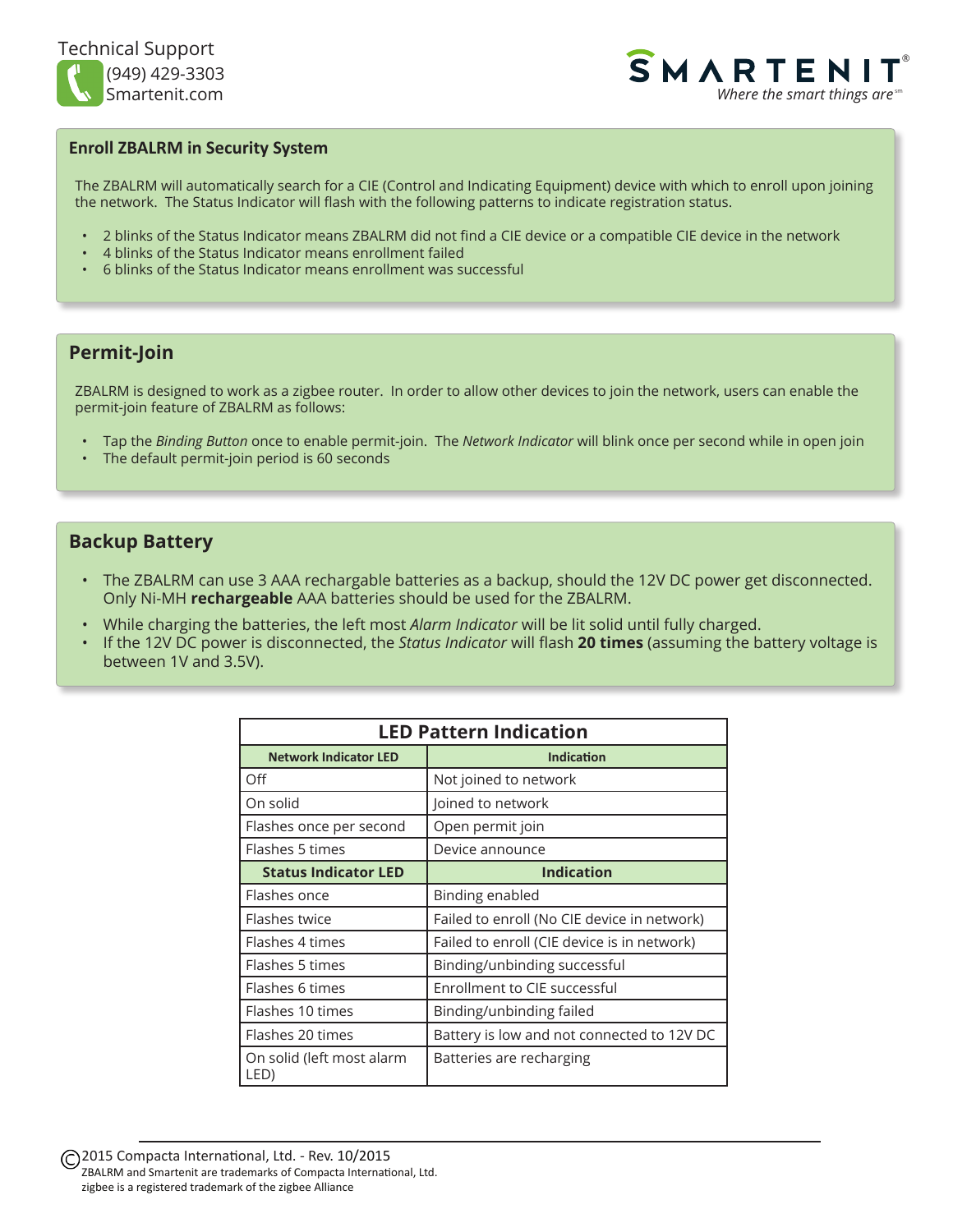## Enroll ZBALRM in Security System

The ZBALRM will automatically search for a CIE (Control and Indicating Equipment) device with which to enroll upon joining the network. The Status Indicator will flash with the following patterns to indicate registration status.

- 2 blinks of the Status Indicator means ZBALRM did not find a CIE device or a compatible CIE device in the network
- 4 blinks of the Status Indicator means enrollment failed
- 6 blinks of the Status Indicator means enrollment was successful

## Permit-Join

ZBALRM is designed to work as a zigbee router. In order to allow other devices to join the network, users can enable the permit-join feature of ZBALRM as follows:

- Tap the *Binding Button* once to enable permit-join. The *Network Indicator* will blink once per second while in open join
- The default permit-join period is 60 seconds

## Backup Battery

- The ZBALRM can use 3 AAA rechargable batteries as a backup, should the 12V DC power get disconnected. Only Ni-MH **rechargeable** AAA batteries should be used for the ZBALRM.
- While charging the batteries, the left most *Alarm Indicator* will be lit solid until fully charged.
- If the 12V DC power is disconnected, the *Status Indicator* will flash **20 times** (assuming the battery voltage is between 1V and 3.5V).

**LED Pattern Indication**

| Network Indicator LED | Indication |
|---|---|
| Off | Not joined to network |
| On solid | Joined to network |
| Flashes once per second | Open permit join |
| Flashes 5 times | Device announce |
| **Status Indicator LED** | **Indication** |
| Flashes once | Binding enabled |
| Flashes twice | Failed to enroll (No CIE device in network) |
| Flashes 4 times | Failed to enroll (CIE device is in network) |
| Flashes 5 times | Binding/unbinding successful |
| Flashes 6 times | Enrollment to CIE successful |
| Flashes 10 times | Binding/unbinding failed |
| Flashes 20 times | Battery is low and not connected to 12V DC |
| On solid (left most alarm LED) | Batteries are recharging |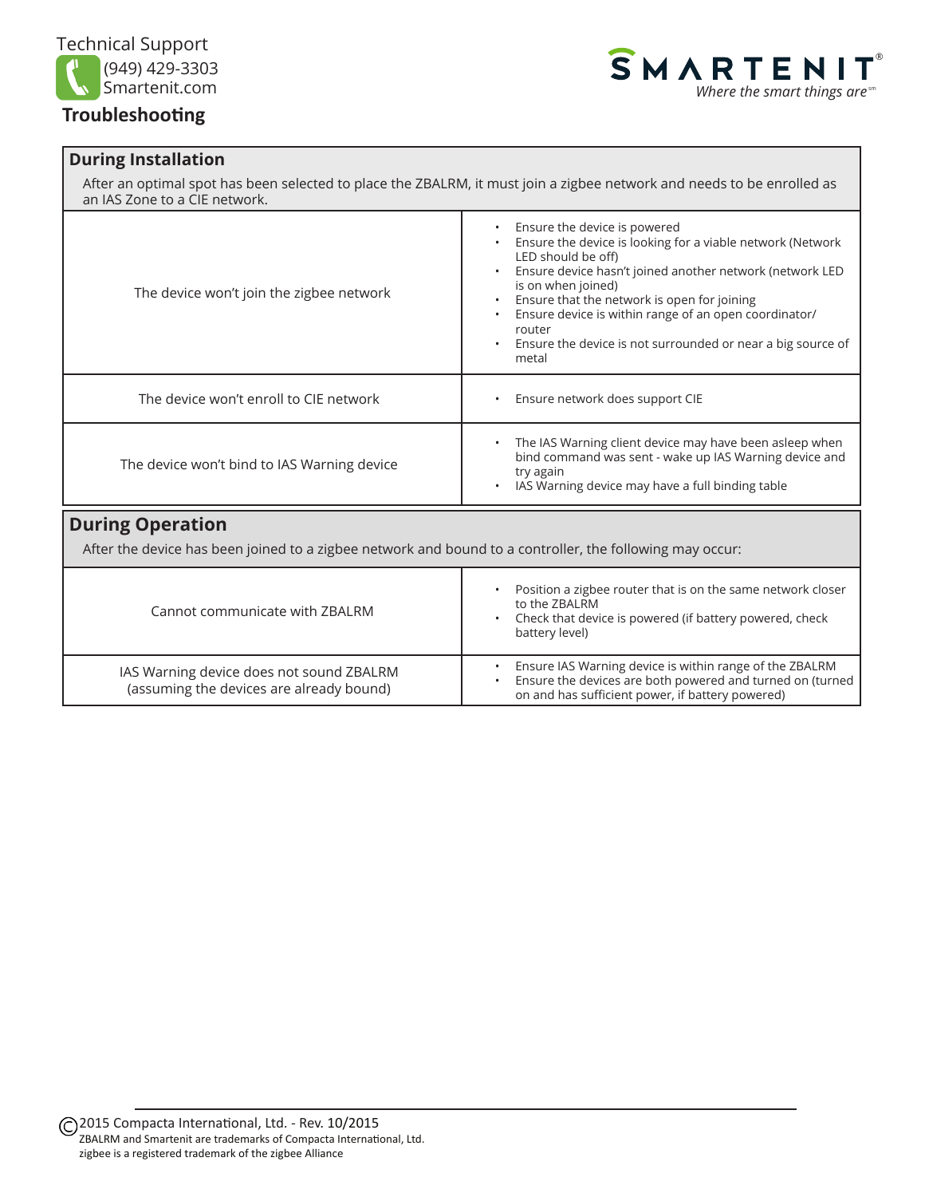Technical Support
(949) 429-3303
Smartenit.com

## Troubleshooting

### During Installation

After an optimal spot has been selected to place the ZBALRM, it must join a zigbee network and needs to be enrolled as an IAS Zone to a CIE network.

| | |
|---|---|
| The device won't join the zigbee network | • Ensure the device is powered<br>• Ensure the device is looking for a viable network (Network LED should be off)<br>• Ensure device hasn't joined another network (network LED is on when joined)<br>• Ensure that the network is open for joining<br>• Ensure device is within range of an open coordinator/router<br>• Ensure the device is not surrounded or near a big source of metal |
| The device won't enroll to CIE network | • Ensure network does support CIE |
| The device won't bind to IAS Warning device | • The IAS Warning client device may have been asleep when bind command was sent - wake up IAS Warning device and try again<br>• IAS Warning device may have a full binding table |

### During Operation

After the device has been joined to a zigbee network and bound to a controller, the following may occur:

| | |
|---|---|
| Cannot communicate with ZBALRM | • Position a zigbee router that is on the same network closer to the ZBALRM<br>• Check that device is powered (if battery powered, check battery level) |
| IAS Warning device does not sound ZBALRM (assuming the devices are already bound) | • Ensure IAS Warning device is within range of the ZBALRM<br>• Ensure the devices are both powered and turned on (turned on and has sufficient power, if battery powered) |

©2015 Compacta International, Ltd. - Rev. 10/2015
ZBALRM and Smartenit are trademarks of Compacta International, Ltd.
zigbee is a registered trademark of the zigbee Alliance